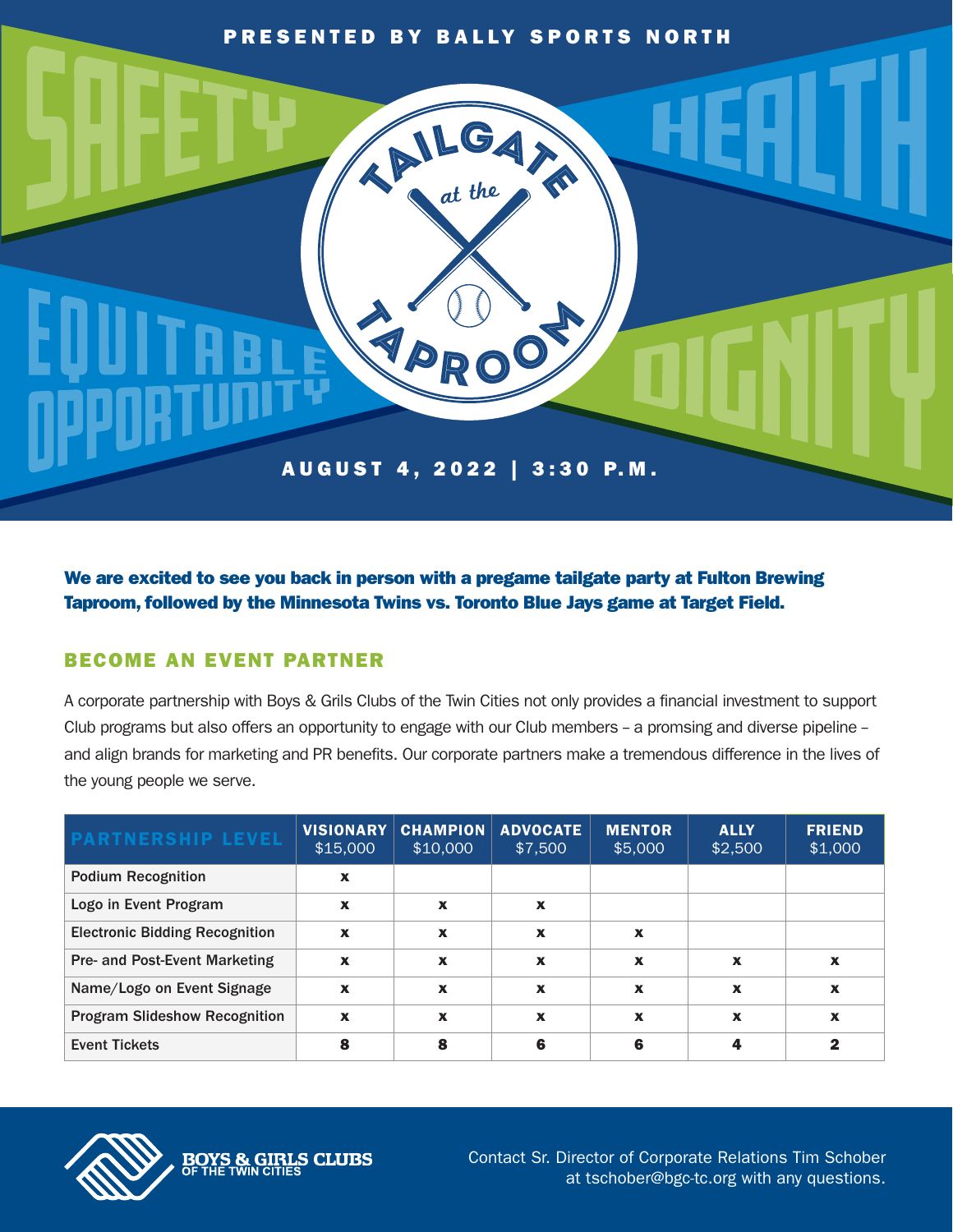PRESENTED BY BALLY SPORTS NORTH

SAFETY HEALTH EQUITABLE OPPORTUNITY DIGNITY

# TAILGATE at the TAPROOM

AUGUST 4, 2022 | 3:30 P.M.

**We are excited to see you back in person with a pregame tailgate party at Fulton Brewing Taproom, followed by the Minnesota Twins vs. Toronto Blue Jays game at Target Field.**

## BECOME AN EVENT PARTNER

A corporate partnership with Boys & Grils Clubs of the Twin Cities not only provides a financial investment to support Club programs but also offers an opportunity to engage with our Club members – a promsing and diverse pipeline – and align brands for marketing and PR benefits. Our corporate partners make a tremendous difference in the lives of the young people we serve.

| PARTNERSHIP LEVEL | VISIONARY $15,000 | CHAMPION $10,000 | ADVOCATE $7,500 | MENTOR $5,000 | ALLY $2,500 | FRIEND $1,000 |
|---|---|---|---|---|---|---|
| Podium Recognition | x | | | | | |
| Logo in Event Program | x | x | x | | | |
| Electronic Bidding Recognition | x | x | x | x | | |
| Pre- and Post-Event Marketing | x | x | x | x | x | x |
| Name/Logo on Event Signage | x | x | x | x | x | x |
| Program Slideshow Recognition | x | x | x | x | x | x |
| Event Tickets | 8 | 8 | 6 | 6 | 4 | 2 |

BOYS & GIRLS CLUBS OF THE TWIN CITIES

Contact Sr. Director of Corporate Relations Tim Schober at tschober@bgc-tc.org with any questions.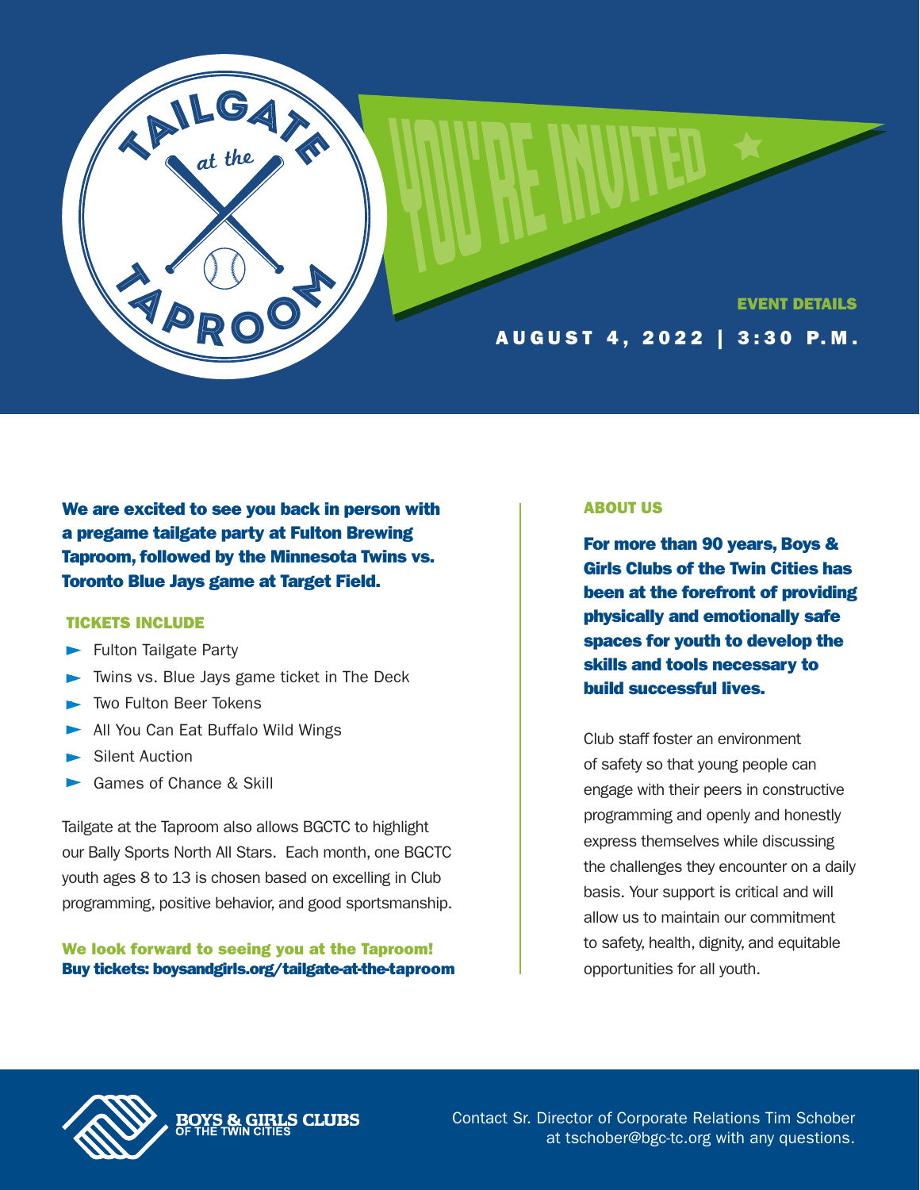# TAILGATE at the TAPROOM

# YOU'RE INVITED

**EVENT DETAILS**

**AUGUST 4, 2022 | 3:30 P.M.**

**We are excited to see you back in person with a pregame tailgate party at Fulton Brewing Taproom, followed by the Minnesota Twins vs. Toronto Blue Jays game at Target Field.**

### TICKETS INCLUDE

- Fulton Tailgate Party
- Twins vs. Blue Jays game ticket in The Deck
- Two Fulton Beer Tokens
- All You Can Eat Buffalo Wild Wings
- Silent Auction
- Games of Chance & Skill

Tailgate at the Taproom also allows BGCTC to highlight our Bally Sports North All Stars. Each month, one BGCTC youth ages 8 to 13 is chosen based on excelling in Club programming, positive behavior, and good sportsmanship.

**We look forward to seeing you at the Taproom!**
**Buy tickets: boysandgirls.org/tailgate-at-the-taproom**

### ABOUT US

**For more than 90 years, Boys & Girls Clubs of the Twin Cities has been at the forefront of providing physically and emotionally safe spaces for youth to develop the skills and tools necessary to build successful lives.**

Club staff foster an environment of safety so that young people can engage with their peers in constructive programming and openly and honestly express themselves while discussing the challenges they encounter on a daily basis. Your support is critical and will allow us to maintain our commitment to safety, health, dignity, and equitable opportunities for all youth.

BOYS & GIRLS CLUBS OF THE TWIN CITIES

Contact Sr. Director of Corporate Relations Tim Schober at tschober@bgc-tc.org with any questions.